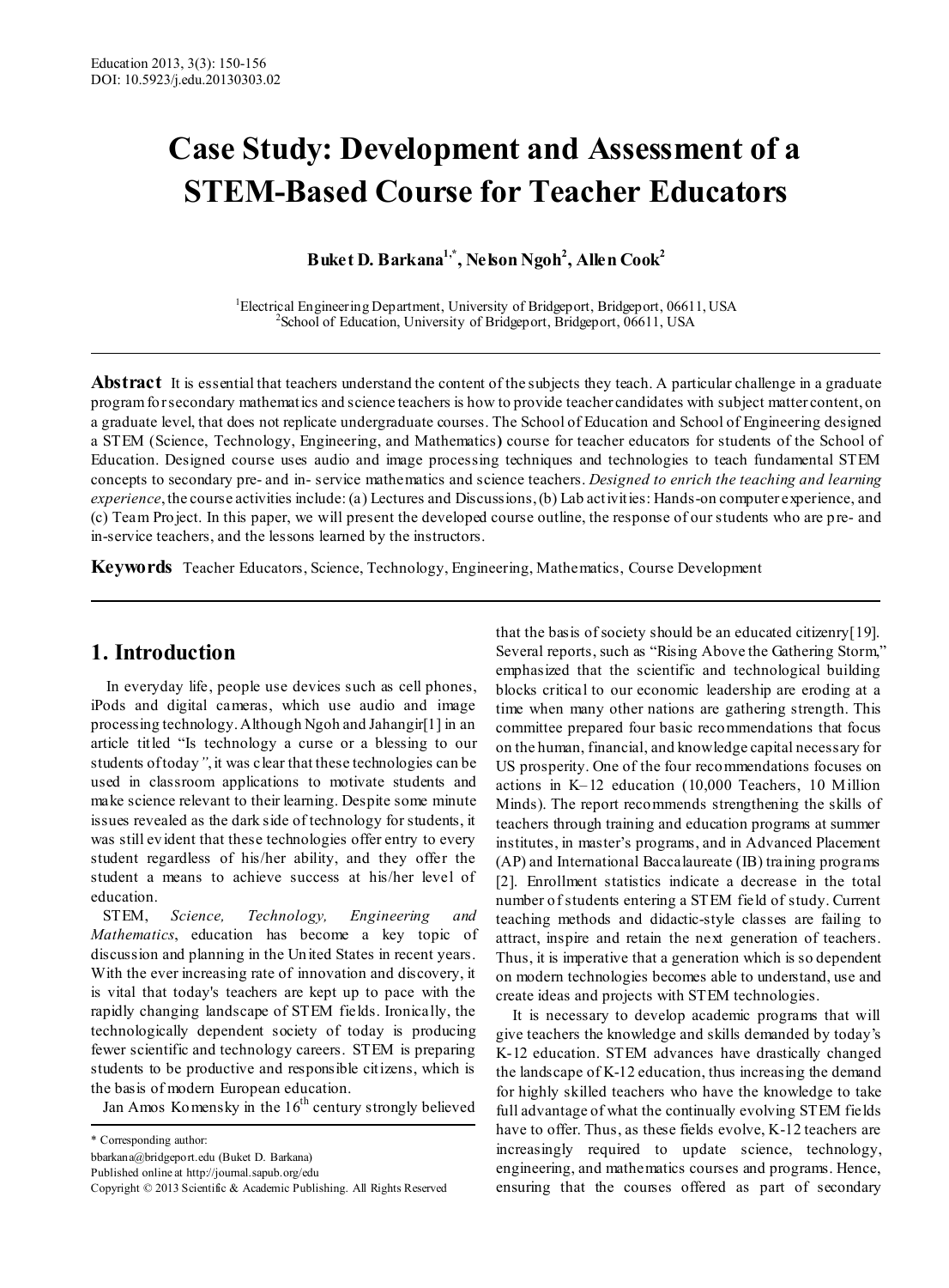# Case Study: Development and Assessment of a STEM-Based Course for Teacher Educators

**Buket D. Barkana[1,*], Nelson Ngoh[2], Allen Cook[2]**

[1]Electrical Engineering Department, University of Bridgeport, Bridgeport, 06611, USA
[2]School of Education, University of Bridgeport, Bridgeport, 06611, USA

---

**Abstract** It is essential that teachers understand the content of the subjects they teach. A particular challenge in a graduate program for secondary mathematics and science teachers is how to provide teacher candidates with subject matter content, on a graduate level, that does not replicate undergraduate courses. The School of Education and School of Engineering designed a STEM (Science, Technology, Engineering, and Mathematics**)** course for teacher educators for students of the School of Education. Designed course uses audio and image processing techniques and technologies to teach fundamental STEM concepts to secondary pre- and in- service mathematics and science teachers. *Designed to enrich the teaching and learning experience*, the course activities include: (a) Lectures and Discussions, (b) Lab activities: Hands-on computer experience, and (c) Team Project. In this paper, we will present the developed course outline, the response of our students who are pre- and in-service teachers, and the lessons learned by the instructors.

**Keywords** Teacher Educators, Science, Technology, Engineering, Mathematics, Course Development

---

## 1. Introduction

In everyday life, people use devices such as cell phones, iPods and digital cameras, which use audio and image processing technology. Although Ngoh and Jahangir[1] in an article titled "Is technology a curse or a blessing to our students of today", it was clear that these technologies can be used in classroom applications to motivate students and make science relevant to their learning. Despite some minute issues revealed as the dark side of technology for students, it was still evident that these technologies offer entry to every student regardless of his/her ability, and they offer the student a means to achieve success at his/her level of education.

STEM, *Science, Technology, Engineering and Mathematics*, education has become a key topic of discussion and planning in the United States in recent years. With the ever increasing rate of innovation and discovery, it is vital that today's teachers are kept up to pace with the rapidly changing landscape of STEM fields. Ironically, the technologically dependent society of today is producing fewer scientific and technology careers. STEM is preparing students to be productive and responsible citizens, which is the basis of modern European education.

Jan Amos Komensky in the 16th century strongly believed that the basis of society should be an educated citizenry[19]. Several reports, such as "Rising Above the Gathering Storm," emphasized that the scientific and technological building blocks critical to our economic leadership are eroding at a time when many other nations are gathering strength. This committee prepared four basic recommendations that focus on the human, financial, and knowledge capital necessary for US prosperity. One of the four recommendations focuses on actions in K–12 education (10,000 Teachers, 10 Million Minds). The report recommends strengthening the skills of teachers through training and education programs at summer institutes, in master's programs, and in Advanced Placement (AP) and International Baccalaureate (IB) training programs [2]. Enrollment statistics indicate a decrease in the total number of students entering a STEM field of study. Current teaching methods and didactic-style classes are failing to attract, inspire and retain the next generation of teachers. Thus, it is imperative that a generation which is so dependent on modern technologies becomes able to understand, use and create ideas and projects with STEM technologies.

It is necessary to develop academic programs that will give teachers the knowledge and skills demanded by today's K-12 education. STEM advances have drastically changed the landscape of K-12 education, thus increasing the demand for highly skilled teachers who have the knowledge to take full advantage of what the continually evolving STEM fields have to offer. Thus, as these fields evolve, K-12 teachers are increasingly required to update science, technology, engineering, and mathematics courses and programs. Hence, ensuring that the courses offered as part of secondary

---

* Corresponding author:
bbarkana@bridgeport.edu (Buket D. Barkana)
Published online at http://journal.sapub.org/edu
Copyright © 2013 Scientific & Academic Publishing. All Rights Reserved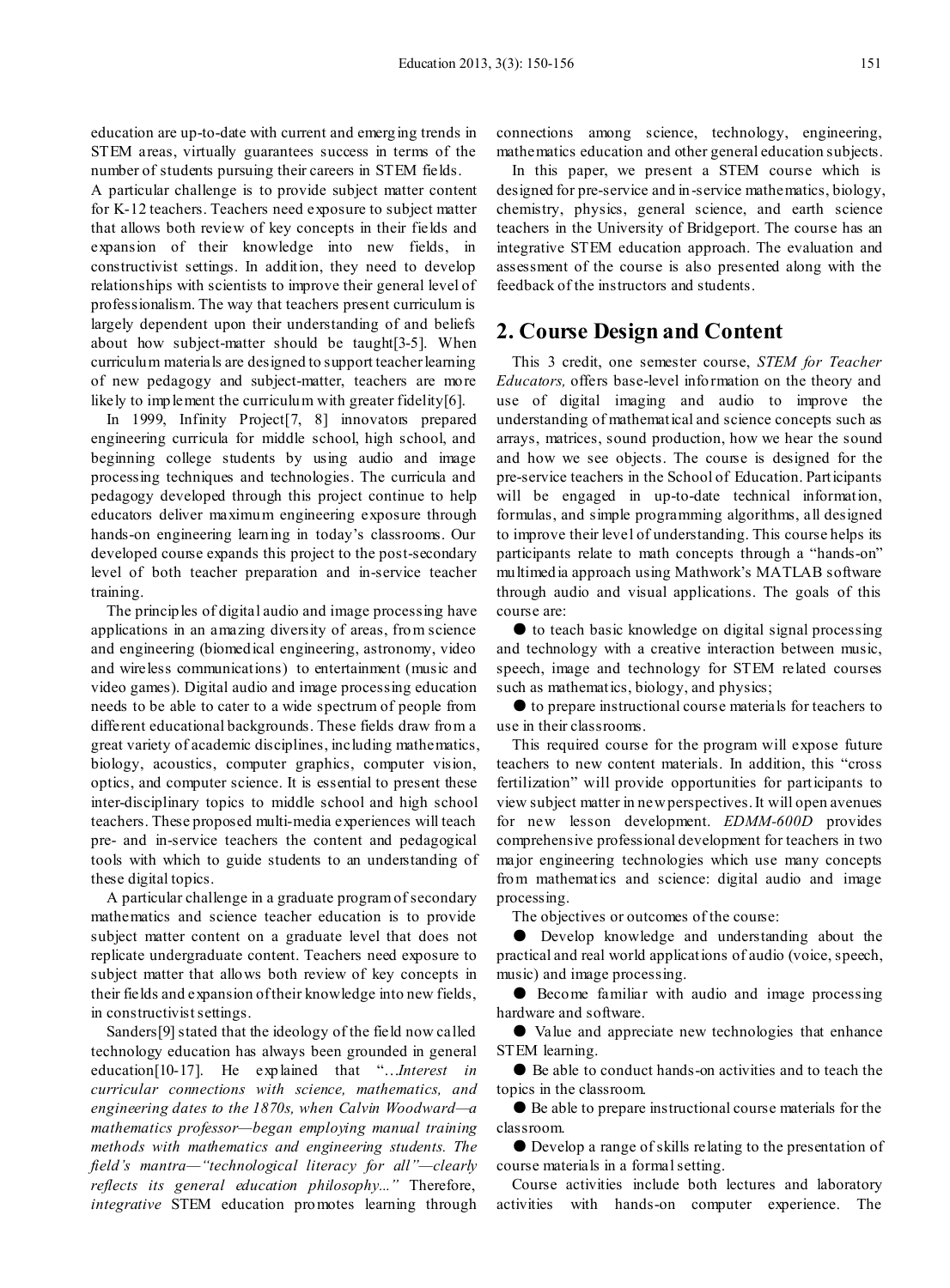education are up-to-date with current and emerging trends in STEM areas, virtually guarantees success in terms of the number of students pursuing their careers in STEM fields.

A particular challenge is to provide subject matter content for K-12 teachers. Teachers need exposure to subject matter that allows both review of key concepts in their fields and expansion of their knowledge into new fields, in constructivist settings. In addition, they need to develop relationships with scientists to improve their general level of professionalism. The way that teachers present curriculum is largely dependent upon their understanding of and beliefs about how subject-matter should be taught[3-5]. When curriculum materials are designed to support teacher learning of new pedagogy and subject-matter, teachers are more likely to implement the curriculum with greater fidelity[6].

In 1999, Infinity Project[7, 8] innovators prepared engineering curricula for middle school, high school, and beginning college students by using audio and image processing techniques and technologies. The curricula and pedagogy developed through this project continue to help educators deliver maximum engineering exposure through hands-on engineering learning in today's classrooms. Our developed course expands this project to the post-secondary level of both teacher preparation and in-service teacher training.

The principles of digital audio and image processing have applications in an amazing diversity of areas, from science and engineering (biomedical engineering, astronomy, video and wireless communications) to entertainment (music and video games). Digital audio and image processing education needs to be able to cater to a wide spectrum of people from different educational backgrounds. These fields draw from a great variety of academic disciplines, including mathematics, biology, acoustics, computer graphics, computer vision, optics, and computer science. It is essential to present these inter-disciplinary topics to middle school and high school teachers. These proposed multi-media experiences will teach pre- and in-service teachers the content and pedagogical tools with which to guide students to an understanding of these digital topics.

A particular challenge in a graduate program of secondary mathematics and science teacher education is to provide subject matter content on a graduate level that does not replicate undergraduate content. Teachers need exposure to subject matter that allows both review of key concepts in their fields and expansion of their knowledge into new fields, in constructivist settings.

Sanders[9] stated that the ideology of the field now called technology education has always been grounded in general education[10-17]. He explained that "*…Interest in curricular connections with science, mathematics, and engineering dates to the 1870s, when Calvin Woodward—a mathematics professor—began employing manual training methods with mathematics and engineering students. The field's mantra—"technological literacy for all"—clearly reflects its general education philosophy...*" Therefore, *integrative* STEM education promotes learning through connections among science, technology, engineering, mathematics education and other general education subjects.

In this paper, we present a STEM course which is designed for pre-service and in-service mathematics, biology, chemistry, physics, general science, and earth science teachers in the University of Bridgeport. The course has an integrative STEM education approach. The evaluation and assessment of the course is also presented along with the feedback of the instructors and students.

## 2. Course Design and Content

This 3 credit, one semester course, *STEM for Teacher Educators,* offers base-level information on the theory and use of digital imaging and audio to improve the understanding of mathematical and science concepts such as arrays, matrices, sound production, how we hear the sound and how we see objects. The course is designed for the pre-service teachers in the School of Education. Participants will be engaged in up-to-date technical information, formulas, and simple programming algorithms, all designed to improve their level of understanding. This course helps its participants relate to math concepts through a "hands-on" multimedia approach using Mathwork's MATLAB software through audio and visual applications. The goals of this course are:

- to teach basic knowledge on digital signal processing and technology with a creative interaction between music, speech, image and technology for STEM related courses such as mathematics, biology, and physics;
- to prepare instructional course materials for teachers to use in their classrooms.

This required course for the program will expose future teachers to new content materials. In addition, this "cross fertilization" will provide opportunities for participants to view subject matter in new perspectives. It will open avenues for new lesson development. *EDMM-600D* provides comprehensive professional development for teachers in two major engineering technologies which use many concepts from mathematics and science: digital audio and image processing.

The objectives or outcomes of the course:

- Develop knowledge and understanding about the practical and real world applications of audio (voice, speech, music) and image processing.
- Become familiar with audio and image processing hardware and software.
- Value and appreciate new technologies that enhance STEM learning.
- Be able to conduct hands-on activities and to teach the topics in the classroom.
- Be able to prepare instructional course materials for the classroom.
- Develop a range of skills relating to the presentation of course materials in a formal setting.

Course activities include both lectures and laboratory activities with hands-on computer experience. The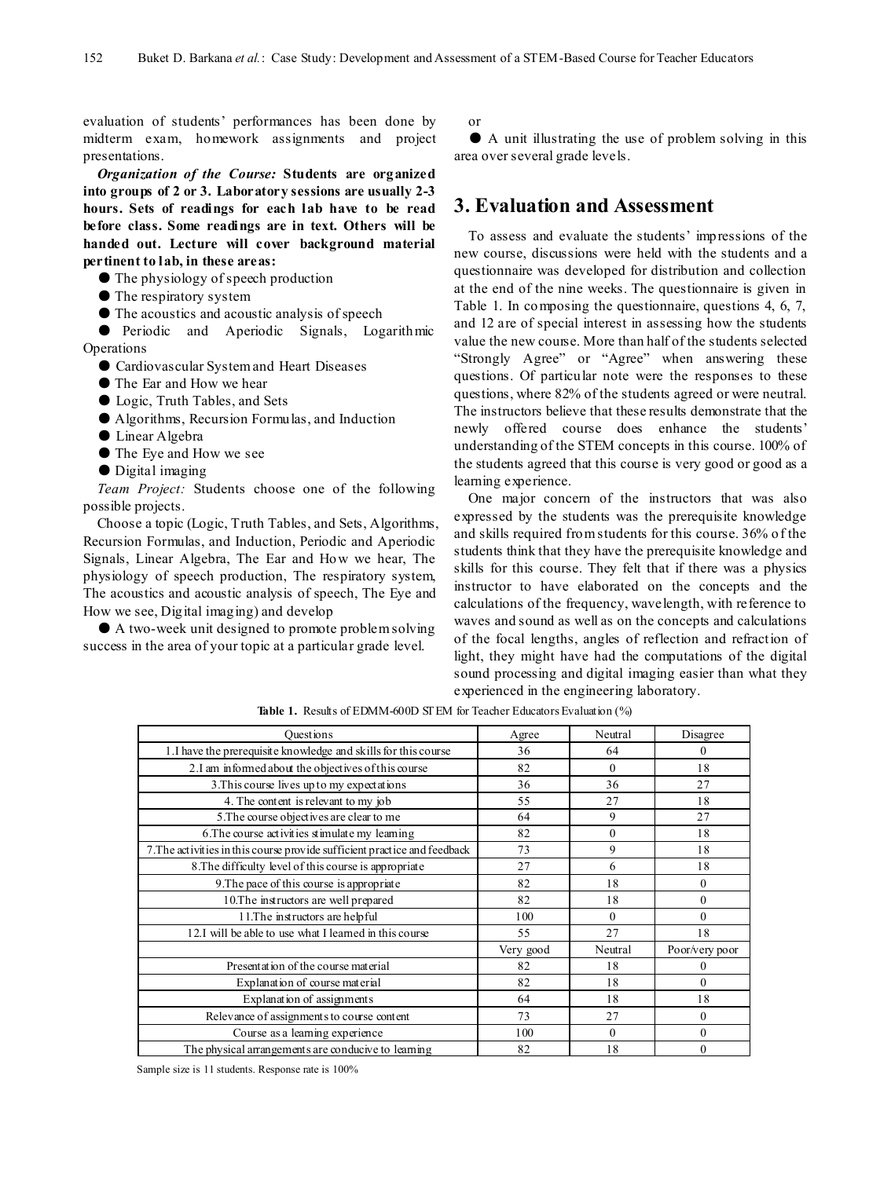evaluation of students' performances has been done by midterm exam, homework assignments and project presentations.

*Organization of the Course:* **Students are organized into groups of 2 or 3. Laboratory sessions are usually 2-3 hours. Sets of readings for each lab have to be read before class. Some readings are in text. Others will be handed out. Lecture will cover background material pertinent to lab, in these areas:**

- The physiology of speech production
- The respiratory system
- The acoustics and acoustic analysis of speech
- Periodic and Aperiodic Signals, Logarithmic Operations
- Cardiovascular System and Heart Diseases
- The Ear and How we hear
- Logic, Truth Tables, and Sets
- Algorithms, Recursion Formulas, and Induction
- Linear Algebra
- The Eye and How we see
- Digital imaging

*Team Project:* Students choose one of the following possible projects.

Choose a topic (Logic, Truth Tables, and Sets, Algorithms, Recursion Formulas, and Induction, Periodic and Aperiodic Signals, Linear Algebra, The Ear and How we hear, The physiology of speech production, The respiratory system, The acoustics and acoustic analysis of speech, The Eye and How we see, Digital imaging) and develop

- A two-week unit designed to promote problem solving success in the area of your topic at a particular grade level.

or

- A unit illustrating the use of problem solving in this area over several grade levels.

# 3. Evaluation and Assessment

To assess and evaluate the students' impressions of the new course, discussions were held with the students and a questionnaire was developed for distribution and collection at the end of the nine weeks. The questionnaire is given in Table 1. In composing the questionnaire, questions 4, 6, 7, and 12 are of special interest in assessing how the students value the new course. More than half of the students selected "Strongly Agree" or "Agree" when answering these questions. Of particular note were the responses to these questions, where 82% of the students agreed or were neutral. The instructors believe that these results demonstrate that the newly offered course does enhance the students' understanding of the STEM concepts in this course. 100% of the students agreed that this course is very good or good as a learning experience.

One major concern of the instructors that was also expressed by the students was the prerequisite knowledge and skills required from students for this course. 36% of the students think that they have the prerequisite knowledge and skills for this course. They felt that if there was a physics instructor to have elaborated on the concepts and the calculations of the frequency, wavelength, with reference to waves and sound as well as on the concepts and calculations of the focal lengths, angles of reflection and refraction of light, they might have had the computations of the digital sound processing and digital imaging easier than what they experienced in the engineering laboratory.

**Table 1.** Results of EDMM-600D STEM for Teacher Educators Evaluation (%)

| Questions | Agree | Neutral | Disagree |
|---|---|---|---|
| 1.I have the prerequisite knowledge and skills for this course | 36 | 64 | 0 |
| 2.I am informed about the objectives of this course | 82 | 0 | 18 |
| 3.This course lives up to my expectations | 36 | 36 | 27 |
| 4. The content is relevant to my job | 55 | 27 | 18 |
| 5.The course objectives are clear to me | 64 | 9 | 27 |
| 6.The course activities stimulate my learning | 82 | 0 | 18 |
| 7.The activities in this course provide sufficient practice and feedback | 73 | 9 | 18 |
| 8.The difficulty level of this course is appropriate | 27 | 6 | 18 |
| 9.The pace of this course is appropriate | 82 | 18 | 0 |
| 10.The instructors are well prepared | 82 | 18 | 0 |
| 11.The instructors are helpful | 100 | 0 | 0 |
| 12.I will be able to use what I learned in this course | 55 | 27 | 18 |
| | Very good | Neutral | Poor/very poor |
| Presentation of the course material | 82 | 18 | 0 |
| Explanation of course material | 82 | 18 | 0 |
| Explanation of assignments | 64 | 18 | 18 |
| Relevance of assignments to course content | 73 | 27 | 0 |
| Course as a learning experience | 100 | 0 | 0 |
| The physical arrangements are conducive to learning | 82 | 18 | 0 |

Sample size is 11 students. Response rate is 100%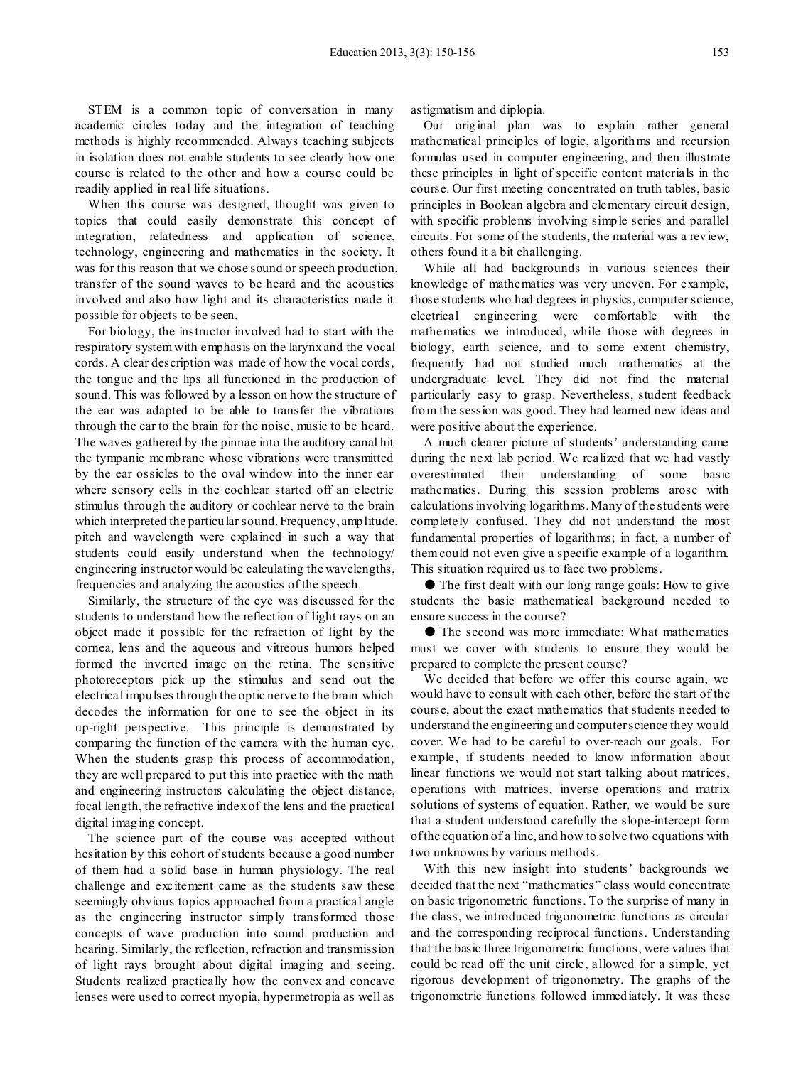STEM is a common topic of conversation in many academic circles today and the integration of teaching methods is highly recommended. Always teaching subjects in isolation does not enable students to see clearly how one course is related to the other and how a course could be readily applied in real life situations.

When this course was designed, thought was given to topics that could easily demonstrate this concept of integration, relatedness and application of science, technology, engineering and mathematics in the society. It was for this reason that we chose sound or speech production, transfer of the sound waves to be heard and the acoustics involved and also how light and its characteristics made it possible for objects to be seen.

For biology, the instructor involved had to start with the respiratory system with emphasis on the larynx and the vocal cords. A clear description was made of how the vocal cords, the tongue and the lips all functioned in the production of sound. This was followed by a lesson on how the structure of the ear was adapted to be able to transfer the vibrations through the ear to the brain for the noise, music to be heard. The waves gathered by the pinnae into the auditory canal hit the tympanic membrane whose vibrations were transmitted by the ear ossicles to the oval window into the inner ear where sensory cells in the cochlear started off an electric stimulus through the auditory or cochlear nerve to the brain which interpreted the particular sound. Frequency, amplitude, pitch and wavelength were explained in such a way that students could easily understand when the technology/ engineering instructor would be calculating the wavelengths, frequencies and analyzing the acoustics of the speech.

Similarly, the structure of the eye was discussed for the students to understand how the reflection of light rays on an object made it possible for the refraction of light by the cornea, lens and the aqueous and vitreous humors helped formed the inverted image on the retina. The sensitive photoreceptors pick up the stimulus and send out the electrical impulses through the optic nerve to the brain which decodes the information for one to see the object in its up-right perspective. This principle is demonstrated by comparing the function of the camera with the human eye. When the students grasp this process of accommodation, they are well prepared to put this into practice with the math and engineering instructors calculating the object distance, focal length, the refractive index of the lens and the practical digital imaging concept.

The science part of the course was accepted without hesitation by this cohort of students because a good number of them had a solid base in human physiology. The real challenge and excitement came as the students saw these seemingly obvious topics approached from a practical angle as the engineering instructor simply transformed those concepts of wave production into sound production and hearing. Similarly, the reflection, refraction and transmission of light rays brought about digital imaging and seeing. Students realized practically how the convex and concave lenses were used to correct myopia, hypermetropia as well as astigmatism and diplopia.

Our original plan was to explain rather general mathematical principles of logic, algorithms and recursion formulas used in computer engineering, and then illustrate these principles in light of specific content materials in the course. Our first meeting concentrated on truth tables, basic principles in Boolean algebra and elementary circuit design, with specific problems involving simple series and parallel circuits. For some of the students, the material was a review, others found it a bit challenging.

While all had backgrounds in various sciences their knowledge of mathematics was very uneven. For example, those students who had degrees in physics, computer science, electrical engineering were comfortable with the mathematics we introduced, while those with degrees in biology, earth science, and to some extent chemistry, frequently had not studied much mathematics at the undergraduate level. They did not find the material particularly easy to grasp. Nevertheless, student feedback from the session was good. They had learned new ideas and were positive about the experience.

A much clearer picture of students' understanding came during the next lab period. We realized that we had vastly overestimated their understanding of some basic mathematics. During this session problems arose with calculations involving logarithms. Many of the students were completely confused. They did not understand the most fundamental properties of logarithms; in fact, a number of them could not even give a specific example of a logarithm. This situation required us to face two problems.

- The first dealt with our long range goals: How to give students the basic mathematical background needed to ensure success in the course?
- The second was more immediate: What mathematics must we cover with students to ensure they would be prepared to complete the present course?

We decided that before we offer this course again, we would have to consult with each other, before the start of the course, about the exact mathematics that students needed to understand the engineering and computer science they would cover. We had to be careful to over-reach our goals. For example, if students needed to know information about linear functions we would not start talking about matrices, operations with matrices, inverse operations and matrix solutions of systems of equation. Rather, we would be sure that a student understood carefully the slope-intercept form of the equation of a line, and how to solve two equations with two unknowns by various methods.

With this new insight into students' backgrounds we decided that the next "mathematics" class would concentrate on basic trigonometric functions. To the surprise of many in the class, we introduced trigonometric functions as circular and the corresponding reciprocal functions. Understanding that the basic three trigonometric functions, were values that could be read off the unit circle, allowed for a simple, yet rigorous development of trigonometry. The graphs of the trigonometric functions followed immediately. It was these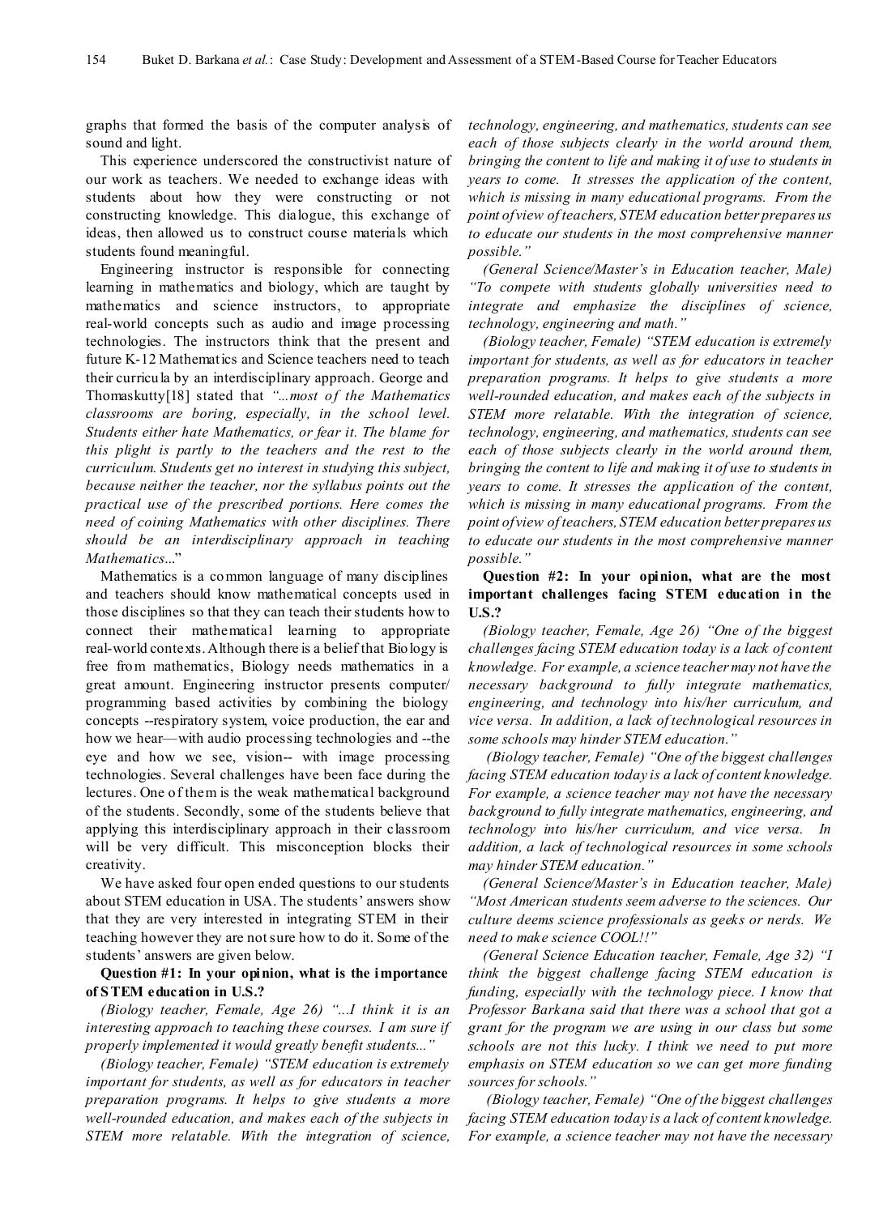graphs that formed the basis of the computer analysis of sound and light.

This experience underscored the constructivist nature of our work as teachers. We needed to exchange ideas with students about how they were constructing or not constructing knowledge. This dialogue, this exchange of ideas, then allowed us to construct course materials which students found meaningful.

Engineering instructor is responsible for connecting learning in mathematics and biology, which are taught by mathematics and science instructors, to appropriate real-world concepts such as audio and image processing technologies. The instructors think that the present and future K-12 Mathematics and Science teachers need to teach their curricula by an interdisciplinary approach. George and Thomaskutty[18] stated that *"...most of the Mathematics classrooms are boring, especially, in the school level. Students either hate Mathematics, or fear it. The blame for this plight is partly to the teachers and the rest to the curriculum. Students get no interest in studying this subject, because neither the teacher, nor the syllabus points out the practical use of the prescribed portions. Here comes the need of coining Mathematics with other disciplines. There should be an interdisciplinary approach in teaching Mathematics...*"

Mathematics is a common language of many disciplines and teachers should know mathematical concepts used in those disciplines so that they can teach their students how to connect their mathematical learning to appropriate real-world contexts. Although there is a belief that Biology is free from mathematics, Biology needs mathematics in a great amount. Engineering instructor presents computer/ programming based activities by combining the biology concepts --respiratory system, voice production, the ear and how we hear—with audio processing technologies and --the eye and how we see, vision-- with image processing technologies. Several challenges have been face during the lectures. One of them is the weak mathematical background of the students. Secondly, some of the students believe that applying this interdisciplinary approach in their classroom will be very difficult. This misconception blocks their creativity.

We have asked four open ended questions to our students about STEM education in USA. The students' answers show that they are very interested in integrating STEM in their teaching however they are not sure how to do it. Some of the students' answers are given below.

**Question #1: In your opinion, what is the importance of STEM education in U.S.?**

*(Biology teacher, Female, Age 26) "...I think it is an interesting approach to teaching these courses. I am sure if properly implemented it would greatly benefit students..."*

*(Biology teacher, Female) "STEM education is extremely important for students, as well as for educators in teacher preparation programs. It helps to give students a more well-rounded education, and makes each of the subjects in STEM more relatable. With the integration of science, technology, engineering, and mathematics, students can see each of those subjects clearly in the world around them, bringing the content to life and making it of use to students in years to come. It stresses the application of the content, which is missing in many educational programs. From the point of view of teachers, STEM education better prepares us to educate our students in the most comprehensive manner possible."*

*(General Science/Master's in Education teacher, Male) "To compete with students globally universities need to integrate and emphasize the disciplines of science, technology, engineering and math."*

*(Biology teacher, Female) "STEM education is extremely important for students, as well as for educators in teacher preparation programs. It helps to give students a more well-rounded education, and makes each of the subjects in STEM more relatable. With the integration of science, technology, engineering, and mathematics, students can see each of those subjects clearly in the world around them, bringing the content to life and making it of use to students in years to come. It stresses the application of the content, which is missing in many educational programs. From the point of view of teachers, STEM education better prepares us to educate our students in the most comprehensive manner possible."*

**Question #2: In your opinion, what are the most important challenges facing STEM education in the U.S.?**

*(Biology teacher, Female, Age 26) "One of the biggest challenges facing STEM education today is a lack of content knowledge. For example, a science teacher may not have the necessary background to fully integrate mathematics, engineering, and technology into his/her curriculum, and vice versa. In addition, a lack of technological resources in some schools may hinder STEM education."*

*(Biology teacher, Female) "One of the biggest challenges facing STEM education today is a lack of content knowledge. For example, a science teacher may not have the necessary background to fully integrate mathematics, engineering, and technology into his/her curriculum, and vice versa. In addition, a lack of technological resources in some schools may hinder STEM education."*

*(General Science/Master's in Education teacher, Male) "Most American students seem adverse to the sciences. Our culture deems science professionals as geeks or nerds. We need to make science COOL!!"*

*(General Science Education teacher, Female, Age 32) "I think the biggest challenge facing STEM education is funding, especially with the technology piece. I know that Professor Barkana said that there was a school that got a grant for the program we are using in our class but some schools are not this lucky. I think we need to put more emphasis on STEM education so we can get more funding sources for schools."*

*(Biology teacher, Female) "One of the biggest challenges facing STEM education today is a lack of content knowledge. For example, a science teacher may not have the necessary*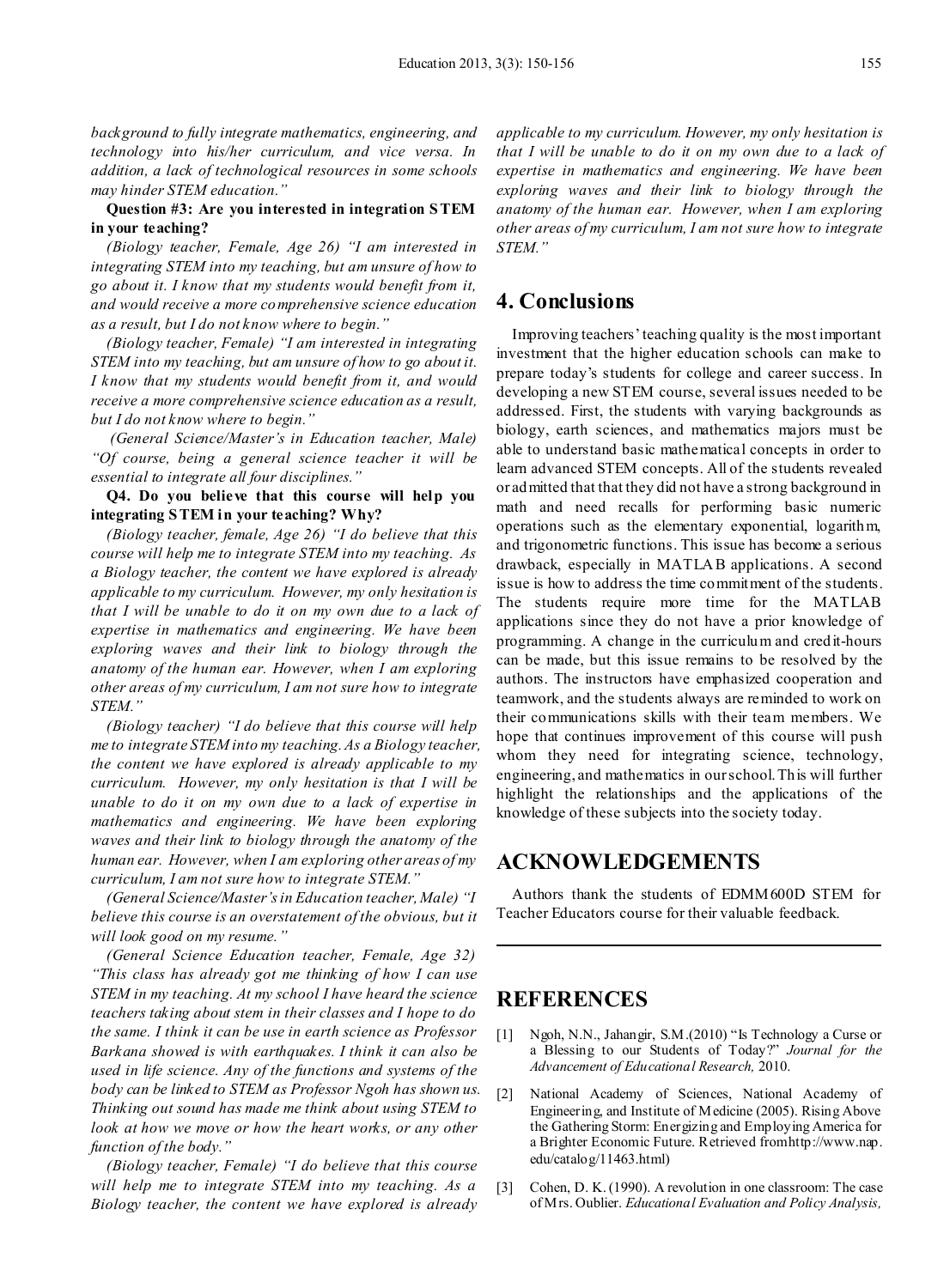*background to fully integrate mathematics, engineering, and technology into his/her curriculum, and vice versa. In addition, a lack of technological resources in some schools may hinder STEM education."*

**Question #3: Are you interested in integration STEM in your teaching?**

*(Biology teacher, Female, Age 26) "I am interested in integrating STEM into my teaching, but am unsure of how to go about it. I know that my students would benefit from it, and would receive a more comprehensive science education as a result, but I do not know where to begin."*

*(Biology teacher, Female) "I am interested in integrating STEM into my teaching, but am unsure of how to go about it. I know that my students would benefit from it, and would receive a more comprehensive science education as a result, but I do not know where to begin."*

*(General Science/Master's in Education teacher, Male) "Of course, being a general science teacher it will be essential to integrate all four disciplines."*

**Q4. Do you believe that this course will help you integrating STEM in your teaching? Why?**

*(Biology teacher, female, Age 26) "I do believe that this course will help me to integrate STEM into my teaching. As a Biology teacher, the content we have explored is already applicable to my curriculum. However, my only hesitation is that I will be unable to do it on my own due to a lack of expertise in mathematics and engineering. We have been exploring waves and their link to biology through the anatomy of the human ear. However, when I am exploring other areas of my curriculum, I am not sure how to integrate STEM."*

*(Biology teacher) "I do believe that this course will help me to integrate STEM into my teaching. As a Biology teacher, the content we have explored is already applicable to my curriculum. However, my only hesitation is that I will be unable to do it on my own due to a lack of expertise in mathematics and engineering. We have been exploring waves and their link to biology through the anatomy of the human ear. However, when I am exploring other areas of my curriculum, I am not sure how to integrate STEM."*

*(General Science/Master's in Education teacher, Male) "I believe this course is an overstatement of the obvious, but it will look good on my resume."*

*(General Science Education teacher, Female, Age 32) "This class has already got me thinking of how I can use STEM in my teaching. At my school I have heard the science teachers taking about stem in their classes and I hope to do the same. I think it can be use in earth science as Professor Barkana showed is with earthquakes. I think it can also be used in life science. Any of the functions and systems of the body can be linked to STEM as Professor Ngoh has shown us. Thinking out sound has made me think about using STEM to look at how we move or how the heart works, or any other function of the body."*

*(Biology teacher, Female) "I do believe that this course will help me to integrate STEM into my teaching. As a Biology teacher, the content we have explored is already applicable to my curriculum. However, my only hesitation is that I will be unable to do it on my own due to a lack of expertise in mathematics and engineering. We have been exploring waves and their link to biology through the anatomy of the human ear. However, when I am exploring other areas of my curriculum, I am not sure how to integrate STEM."*

## 4. Conclusions

Improving teachers' teaching quality is the most important investment that the higher education schools can make to prepare today's students for college and career success. In developing a new STEM course, several issues needed to be addressed. First, the students with varying backgrounds as biology, earth sciences, and mathematics majors must be able to understand basic mathematical concepts in order to learn advanced STEM concepts. All of the students revealed or admitted that that they did not have a strong background in math and need recalls for performing basic numeric operations such as the elementary exponential, logarithm, and trigonometric functions. This issue has become a serious drawback, especially in MATLAB applications. A second issue is how to address the time commitment of the students. The students require more time for the MATLAB applications since they do not have a prior knowledge of programming. A change in the curriculum and credit-hours can be made, but this issue remains to be resolved by the authors. The instructors have emphasized cooperation and teamwork, and the students always are reminded to work on their communications skills with their team members. We hope that continues improvement of this course will push whom they need for integrating science, technology, engineering, and mathematics in our school. This will further highlight the relationships and the applications of the knowledge of these subjects into the society today.

## ACKNOWLEDGEMENTS

Authors thank the students of EDMM600D STEM for Teacher Educators course for their valuable feedback.

## REFERENCES

[1] Ngoh, N.N., Jahangir, S.M.(2010) "Is Technology a Curse or a Blessing to our Students of Today?" *Journal for the Advancement of Educational Research,* 2010.

[2] National Academy of Sciences, National Academy of Engineering, and Institute of Medicine (2005). Rising Above the Gathering Storm: Energizing and Employing America for a Brighter Economic Future. Retrieved fromhttp://www.nap.edu/catalog/11463.html)

[3] Cohen, D. K. (1990). A revolution in one classroom: The case of Mrs. Oublier. *Educational Evaluation and Policy Analysis,*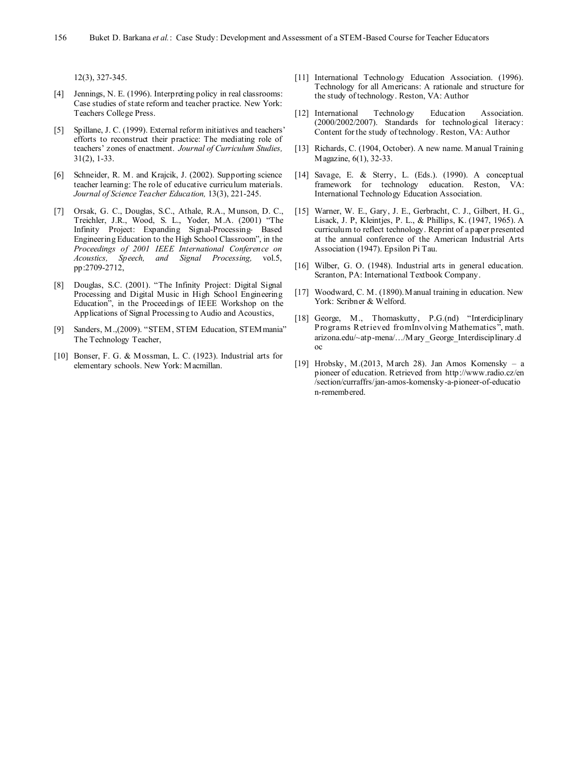12(3), 327-345.

[4] Jennings, N. E. (1996). Interpreting policy in real classrooms: Case studies of state reform and teacher practice. New York: Teachers College Press.

[5] Spillane, J. C. (1999). External reform initiatives and teachers' efforts to reconstruct their practice: The mediating role of teachers' zones of enactment. *Journal of Curriculum Studies,* 31(2), 1-33.

[6] Schneider, R. M. and Krajcik, J. (2002). Supporting science teacher learning: The role of educative curriculum materials. *Journal of Science Teacher Education,* 13(3), 221-245.

[7] Orsak, G. C., Douglas, S.C., Athale, R.A., Munson, D. C., Treichler, J.R., Wood, S. L., Yoder, M.A. (2001) "The Infinity Project: Expanding Signal-Processing- Based Engineering Education to the High School Classroom", in the *Proceedings of 2001 IEEE International Conference on Acoustics, Speech, and Signal Processing,* vol.5, pp:2709-2712,

[8] Douglas, S.C. (2001). "The Infinity Project: Digital Signal Processing and Digital Music in High School Engineering Education", in the Proceedings of IEEE Workshop on the Applications of Signal Processing to Audio and Acoustics,

[9] Sanders, M.,(2009). "STEM, STEM Education, STEMmania" The Technology Teacher,

[10] Bonser, F. G. & Mossman, L. C. (1923). Industrial arts for elementary schools. New York: Macmillan.

[11] International Technology Education Association. (1996). Technology for all Americans: A rationale and structure for the study of technology. Reston, VA: Author

[12] International Technology Education Association. (2000/2002/2007). Standards for technological literacy: Content for the study of technology. Reston, VA: Author

[13] Richards, C. (1904, October). A new name. Manual Training Magazine, 6(1), 32-33.

[14] Savage, E. & Sterry, L. (Eds.). (1990). A conceptual framework for technology education. Reston, VA: International Technology Education Association.

[15] Warner, W. E., Gary, J. E., Gerbracht, C. J., Gilbert, H. G., Lisack, J. P, Kleintjes, P. L., & Phillips, K. (1947, 1965). A curriculum to reflect technology. Reprint of a paper presented at the annual conference of the American Industrial Arts Association (1947). Epsilon Pi Tau.

[16] Wilber, G. O. (1948). Industrial arts in general education. Scranton, PA: International Textbook Company.

[17] Woodward, C. M. (1890).Manual training in education. New York: Scribner & Welford.

[18] George, M., Thomaskutty, P.G.(nd) "Interdiciplinary Programs Retrieved fromInvolving Mathematics", math. arizona.edu/~atp-mena/…/Mary_George_Interdisciplinary.doc

[19] Hrobsky, M.(2013, March 28). Jan Amos Komensky – a pioneer of education. Retrieved from http://www.radio.cz/en/section/curraffrs/jan-amos-komensky-a-pioneer-of-education-remembered.